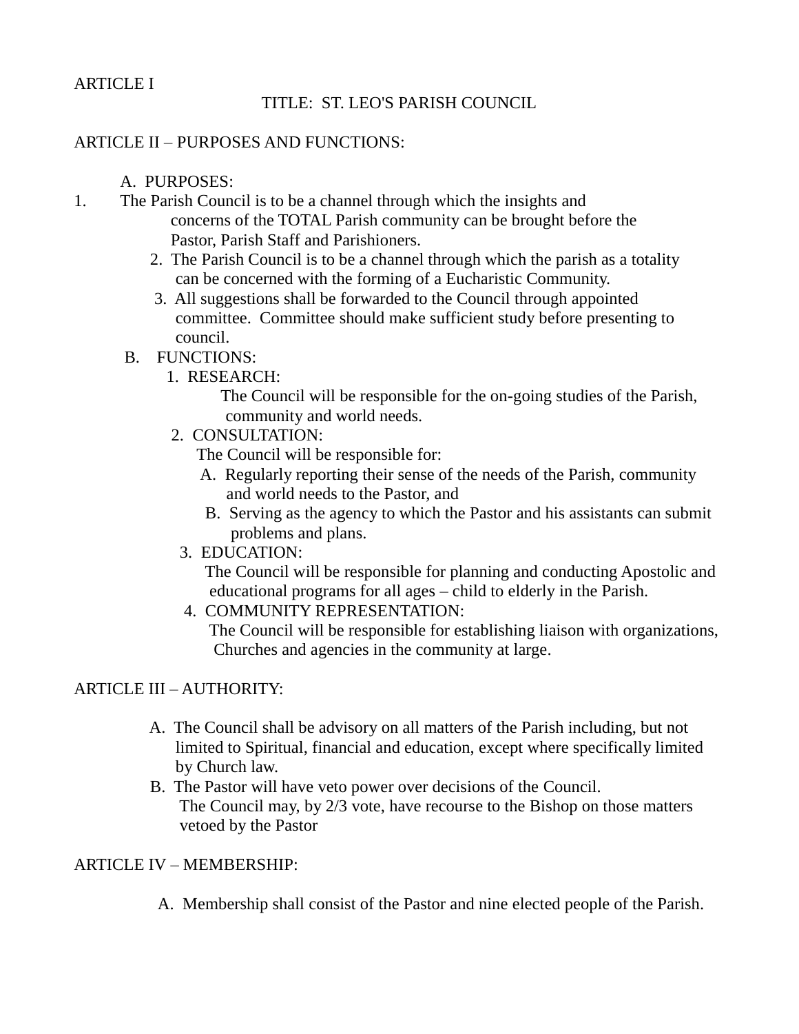ARTICLE I

TITLE: ST. LEO'S PARISH COUNCIL

ARTICLE II – PURPOSES AND FUNCTIONS:

A. PURPOSES:

1. The Parish Council is to be a channel through which the insights and concerns of the TOTAL Parish community can be brought before the Pastor, Parish Staff and Parishioners.
2. The Parish Council is to be a channel through which the parish as a totality can be concerned with the forming of a Eucharistic Community.
3. All suggestions shall be forwarded to the Council through appointed committee. Committee should make sufficient study before presenting to council.

B. FUNCTIONS:

1. RESEARCH:
   The Council will be responsible for the on-going studies of the Parish, community and world needs.
2. CONSULTATION:
   The Council will be responsible for:
   A. Regularly reporting their sense of the needs of the Parish, community and world needs to the Pastor, and
   B. Serving as the agency to which the Pastor and his assistants can submit problems and plans.
3. EDUCATION:
   The Council will be responsible for planning and conducting Apostolic and educational programs for all ages – child to elderly in the Parish.
4. COMMUNITY REPRESENTATION:
   The Council will be responsible for establishing liaison with organizations, Churches and agencies in the community at large.

ARTICLE III – AUTHORITY:

A. The Council shall be advisory on all matters of the Parish including, but not limited to Spiritual, financial and education, except where specifically limited by Church law.

B. The Pastor will have veto power over decisions of the Council. The Council may, by 2/3 vote, have recourse to the Bishop on those matters vetoed by the Pastor

ARTICLE IV – MEMBERSHIP:

A. Membership shall consist of the Pastor and nine elected people of the Parish.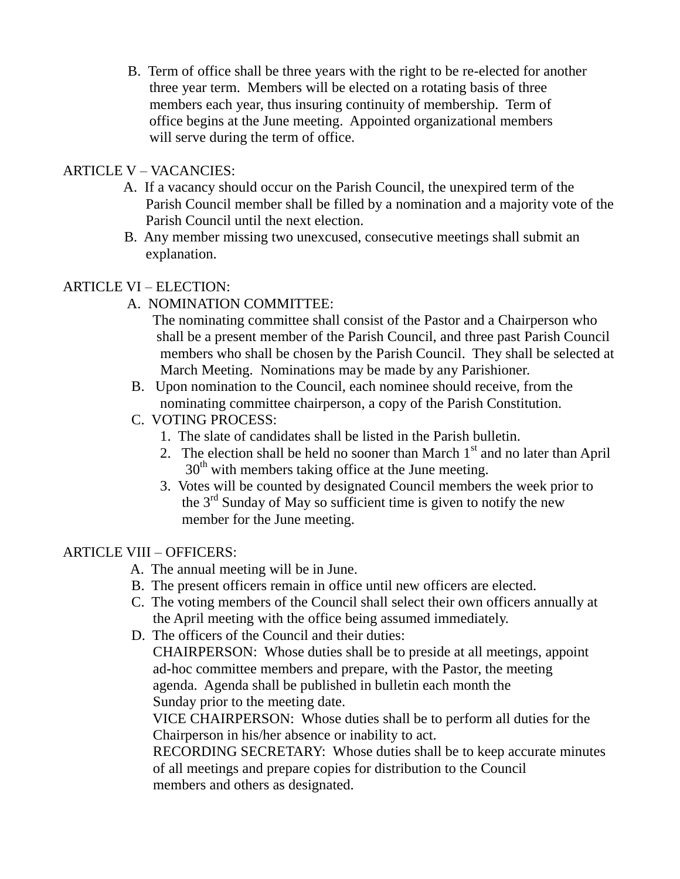B. Term of office shall be three years with the right to be re-elected for another three year term. Members will be elected on a rotating basis of three members each year, thus insuring continuity of membership. Term of office begins at the June meeting. Appointed organizational members will serve during the term of office.

## ARTICLE V – VACANCIES:

A. If a vacancy should occur on the Parish Council, the unexpired term of the Parish Council member shall be filled by a nomination and a majority vote of the Parish Council until the next election.

B. Any member missing two unexcused, consecutive meetings shall submit an explanation.

## ARTICLE VI – ELECTION:

A. NOMINATION COMMITTEE:

The nominating committee shall consist of the Pastor and a Chairperson who shall be a present member of the Parish Council, and three past Parish Council members who shall be chosen by the Parish Council. They shall be selected at March Meeting. Nominations may be made by any Parishioner.

B. Upon nomination to the Council, each nominee should receive, from the nominating committee chairperson, a copy of the Parish Constitution.

C. VOTING PROCESS:

1. The slate of candidates shall be listed in the Parish bulletin.
2. The election shall be held no sooner than March 1st and no later than April 30th with members taking office at the June meeting.
3. Votes will be counted by designated Council members the week prior to the 3rd Sunday of May so sufficient time is given to notify the new member for the June meeting.

## ARTICLE VIII – OFFICERS:

A. The annual meeting will be in June.

B. The present officers remain in office until new officers are elected.

C. The voting members of the Council shall select their own officers annually at the April meeting with the office being assumed immediately.

D. The officers of the Council and their duties:

CHAIRPERSON: Whose duties shall be to preside at all meetings, appoint ad-hoc committee members and prepare, with the Pastor, the meeting agenda. Agenda shall be published in bulletin each month the Sunday prior to the meeting date.

VICE CHAIRPERSON: Whose duties shall be to perform all duties for the Chairperson in his/her absence or inability to act.

RECORDING SECRETARY: Whose duties shall be to keep accurate minutes of all meetings and prepare copies for distribution to the Council members and others as designated.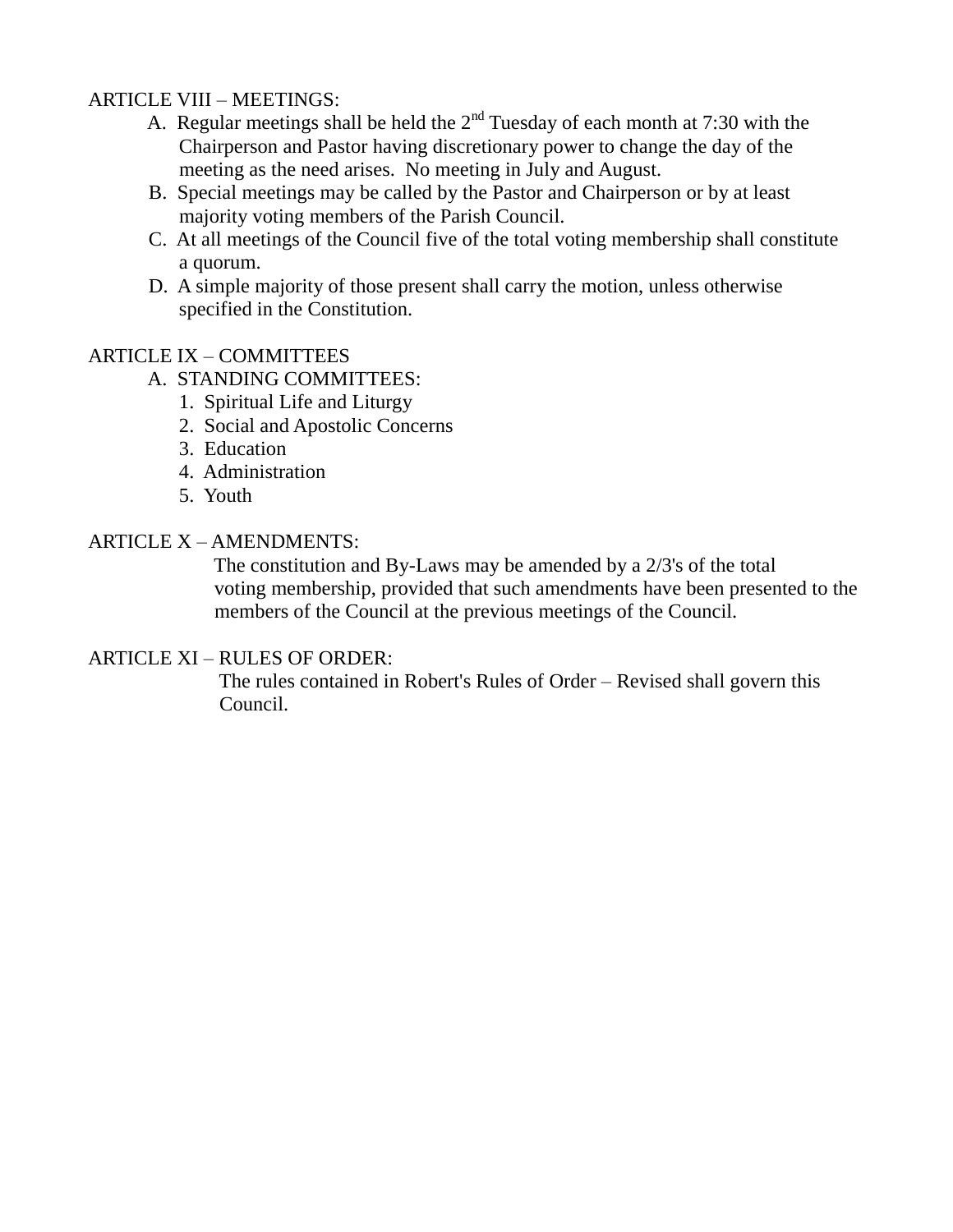ARTICLE VIII – MEETINGS:

A. Regular meetings shall be held the 2nd Tuesday of each month at 7:30 with the Chairperson and Pastor having discretionary power to change the day of the meeting as the need arises. No meeting in July and August.

B. Special meetings may be called by the Pastor and Chairperson or by at least majority voting members of the Parish Council.

C. At all meetings of the Council five of the total voting membership shall constitute a quorum.

D. A simple majority of those present shall carry the motion, unless otherwise specified in the Constitution.

ARTICLE IX – COMMITTEES

A. STANDING COMMITTEES:
   1. Spiritual Life and Liturgy
   2. Social and Apostolic Concerns
   3. Education
   4. Administration
   5. Youth

ARTICLE X – AMENDMENTS:

The constitution and By-Laws may be amended by a 2/3's of the total voting membership, provided that such amendments have been presented to the members of the Council at the previous meetings of the Council.

ARTICLE XI – RULES OF ORDER:

The rules contained in Robert's Rules of Order – Revised shall govern this Council.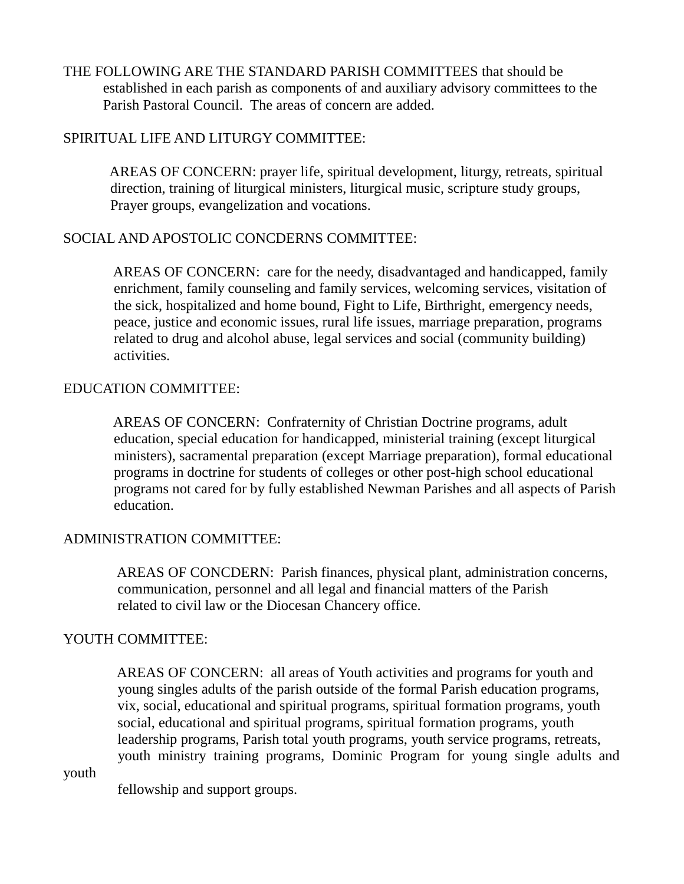THE FOLLOWING ARE THE STANDARD PARISH COMMITTEES that should be established in each parish as components of and auxiliary advisory committees to the Parish Pastoral Council. The areas of concern are added.

SPIRITUAL LIFE AND LITURGY COMMITTEE:

AREAS OF CONCERN: prayer life, spiritual development, liturgy, retreats, spiritual direction, training of liturgical ministers, liturgical music, scripture study groups, Prayer groups, evangelization and vocations.

SOCIAL AND APOSTOLIC CONCDERNS COMMITTEE:

AREAS OF CONCERN: care for the needy, disadvantaged and handicapped, family enrichment, family counseling and family services, welcoming services, visitation of the sick, hospitalized and home bound, Fight to Life, Birthright, emergency needs, peace, justice and economic issues, rural life issues, marriage preparation, programs related to drug and alcohol abuse, legal services and social (community building) activities.

EDUCATION COMMITTEE:

AREAS OF CONCERN: Confraternity of Christian Doctrine programs, adult education, special education for handicapped, ministerial training (except liturgical ministers), sacramental preparation (except Marriage preparation), formal educational programs in doctrine for students of colleges or other post-high school educational programs not cared for by fully established Newman Parishes and all aspects of Parish education.

ADMINISTRATION COMMITTEE:

AREAS OF CONCDERN: Parish finances, physical plant, administration concerns, communication, personnel and all legal and financial matters of the Parish related to civil law or the Diocesan Chancery office.

YOUTH COMMITTEE:

AREAS OF CONCERN: all areas of Youth activities and programs for youth and young singles adults of the parish outside of the formal Parish education programs, vix, social, educational and spiritual programs, spiritual formation programs, youth social, educational and spiritual programs, spiritual formation programs, youth leadership programs, Parish total youth programs, youth service programs, retreats, youth ministry training programs, Dominic Program for young single adults and youth fellowship and support groups.